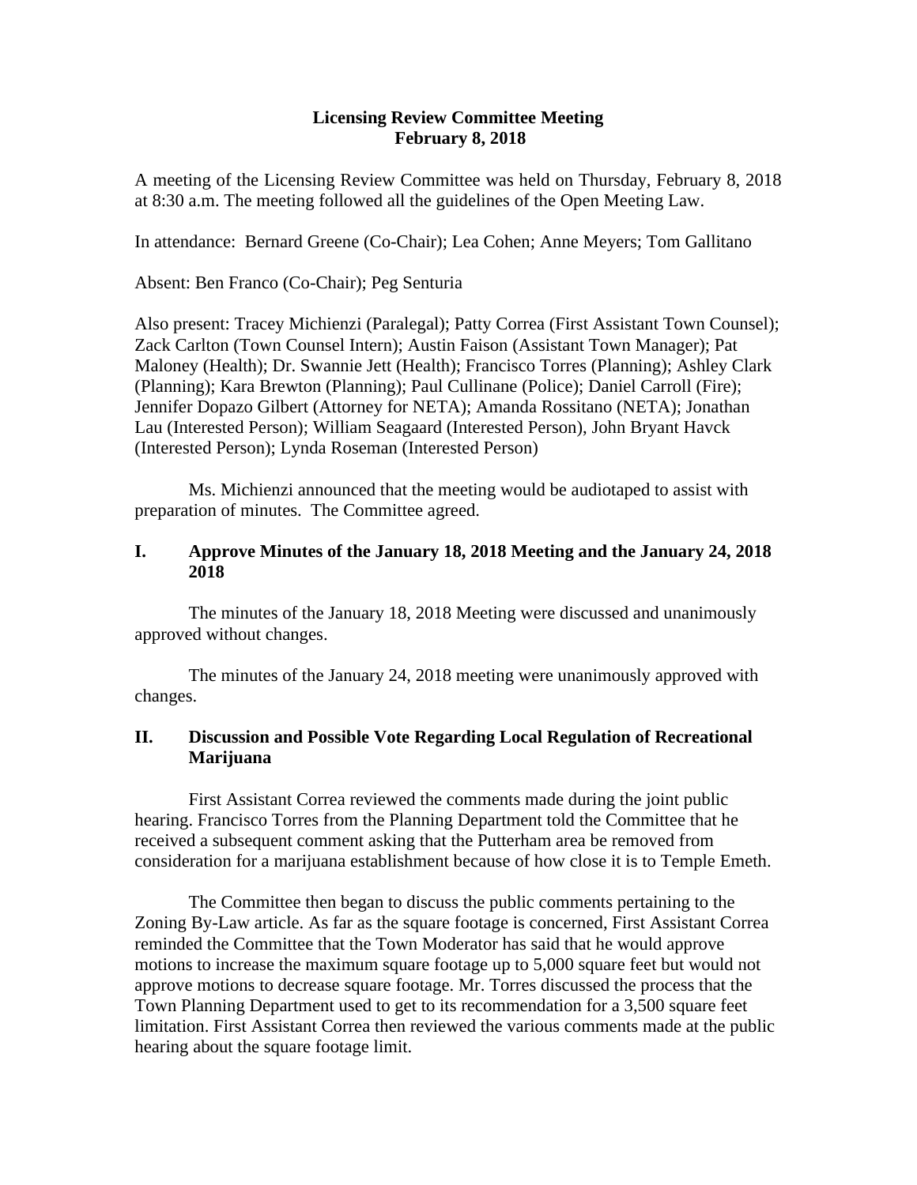# Licensing Review Committee Meeting
## February 8, 2018

A meeting of the Licensing Review Committee was held on Thursday, February 8, 2018 at 8:30 a.m. The meeting followed all the guidelines of the Open Meeting Law.

In attendance: Bernard Greene (Co-Chair); Lea Cohen; Anne Meyers; Tom Gallitano

Absent: Ben Franco (Co-Chair); Peg Senturia

Also present: Tracey Michienzi (Paralegal); Patty Correa (First Assistant Town Counsel); Zack Carlton (Town Counsel Intern); Austin Faison (Assistant Town Manager); Pat Maloney (Health); Dr. Swannie Jett (Health); Francisco Torres (Planning); Ashley Clark (Planning); Kara Brewton (Planning); Paul Cullinane (Police); Daniel Carroll (Fire); Jennifer Dopazo Gilbert (Attorney for NETA); Amanda Rossitano (NETA); Jonathan Lau (Interested Person); William Seagaard (Interested Person), John Bryant Havck (Interested Person); Lynda Roseman (Interested Person)

Ms. Michienzi announced that the meeting would be audiotaped to assist with preparation of minutes. The Committee agreed.

## I. Approve Minutes of the January 18, 2018 Meeting and the January 24, 2018 2018

The minutes of the January 18, 2018 Meeting were discussed and unanimously approved without changes.

The minutes of the January 24, 2018 meeting were unanimously approved with changes.

## II. Discussion and Possible Vote Regarding Local Regulation of Recreational Marijuana

First Assistant Correa reviewed the comments made during the joint public hearing. Francisco Torres from the Planning Department told the Committee that he received a subsequent comment asking that the Putterham area be removed from consideration for a marijuana establishment because of how close it is to Temple Emeth.

The Committee then began to discuss the public comments pertaining to the Zoning By-Law article. As far as the square footage is concerned, First Assistant Correa reminded the Committee that the Town Moderator has said that he would approve motions to increase the maximum square footage up to 5,000 square feet but would not approve motions to decrease square footage. Mr. Torres discussed the process that the Town Planning Department used to get to its recommendation for a 3,500 square feet limitation. First Assistant Correa then reviewed the various comments made at the public hearing about the square footage limit.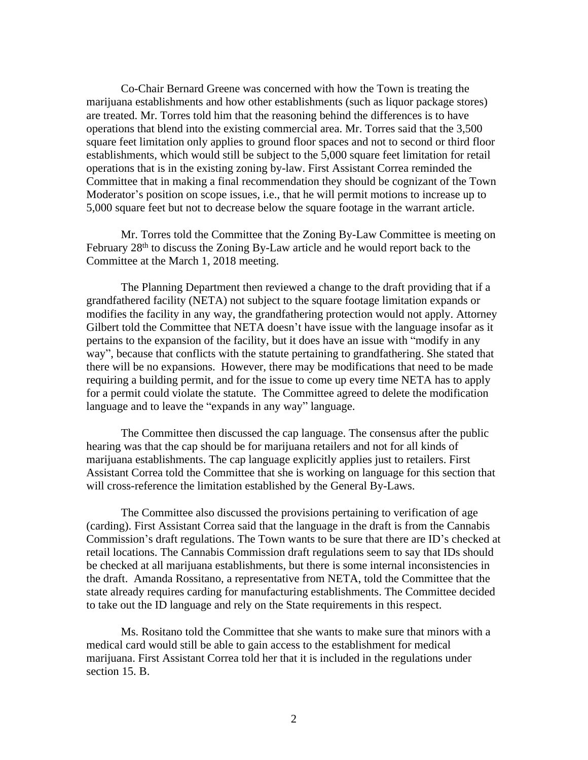Co-Chair Bernard Greene was concerned with how the Town is treating the marijuana establishments and how other establishments (such as liquor package stores) are treated. Mr. Torres told him that the reasoning behind the differences is to have operations that blend into the existing commercial area. Mr. Torres said that the 3,500 square feet limitation only applies to ground floor spaces and not to second or third floor establishments, which would still be subject to the 5,000 square feet limitation for retail operations that is in the existing zoning by-law. First Assistant Correa reminded the Committee that in making a final recommendation they should be cognizant of the Town Moderator's position on scope issues, i.e., that he will permit motions to increase up to 5,000 square feet but not to decrease below the square footage in the warrant article.

Mr. Torres told the Committee that the Zoning By-Law Committee is meeting on February 28th to discuss the Zoning By-Law article and he would report back to the Committee at the March 1, 2018 meeting.

The Planning Department then reviewed a change to the draft providing that if a grandfathered facility (NETA) not subject to the square footage limitation expands or modifies the facility in any way, the grandfathering protection would not apply. Attorney Gilbert told the Committee that NETA doesn't have issue with the language insofar as it pertains to the expansion of the facility, but it does have an issue with "modify in any way", because that conflicts with the statute pertaining to grandfathering. She stated that there will be no expansions. However, there may be modifications that need to be made requiring a building permit, and for the issue to come up every time NETA has to apply for a permit could violate the statute. The Committee agreed to delete the modification language and to leave the "expands in any way" language.

The Committee then discussed the cap language. The consensus after the public hearing was that the cap should be for marijuana retailers and not for all kinds of marijuana establishments. The cap language explicitly applies just to retailers. First Assistant Correa told the Committee that she is working on language for this section that will cross-reference the limitation established by the General By-Laws.

The Committee also discussed the provisions pertaining to verification of age (carding). First Assistant Correa said that the language in the draft is from the Cannabis Commission's draft regulations. The Town wants to be sure that there are ID's checked at retail locations. The Cannabis Commission draft regulations seem to say that IDs should be checked at all marijuana establishments, but there is some internal inconsistencies in the draft. Amanda Rossitano, a representative from NETA, told the Committee that the state already requires carding for manufacturing establishments. The Committee decided to take out the ID language and rely on the State requirements in this respect.

Ms. Rositano told the Committee that she wants to make sure that minors with a medical card would still be able to gain access to the establishment for medical marijuana. First Assistant Correa told her that it is included in the regulations under section 15. B.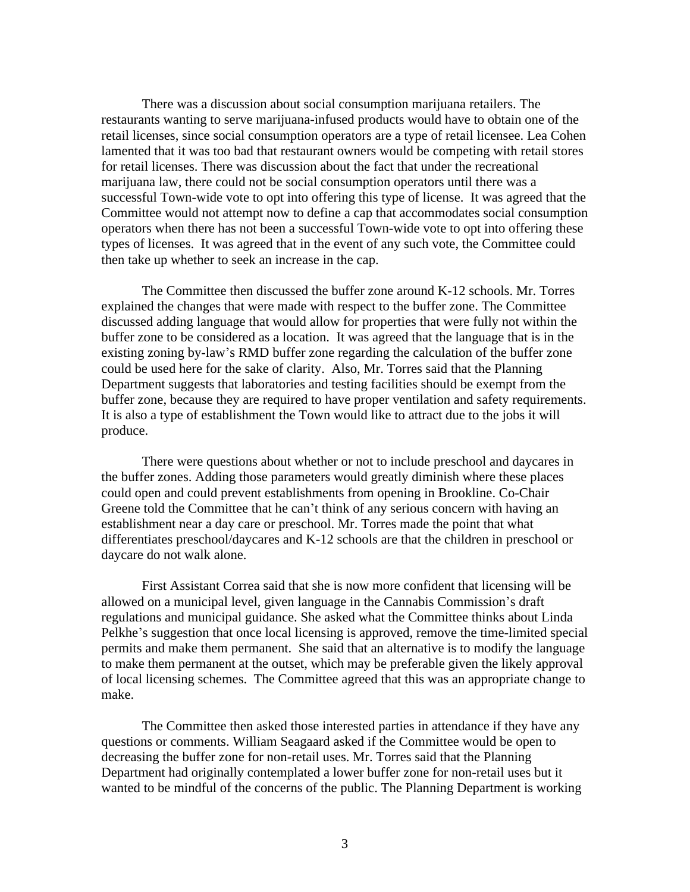There was a discussion about social consumption marijuana retailers. The restaurants wanting to serve marijuana-infused products would have to obtain one of the retail licenses, since social consumption operators are a type of retail licensee. Lea Cohen lamented that it was too bad that restaurant owners would be competing with retail stores for retail licenses. There was discussion about the fact that under the recreational marijuana law, there could not be social consumption operators until there was a successful Town-wide vote to opt into offering this type of license. It was agreed that the Committee would not attempt now to define a cap that accommodates social consumption operators when there has not been a successful Town-wide vote to opt into offering these types of licenses. It was agreed that in the event of any such vote, the Committee could then take up whether to seek an increase in the cap.

The Committee then discussed the buffer zone around K-12 schools. Mr. Torres explained the changes that were made with respect to the buffer zone. The Committee discussed adding language that would allow for properties that were fully not within the buffer zone to be considered as a location. It was agreed that the language that is in the existing zoning by-law's RMD buffer zone regarding the calculation of the buffer zone could be used here for the sake of clarity. Also, Mr. Torres said that the Planning Department suggests that laboratories and testing facilities should be exempt from the buffer zone, because they are required to have proper ventilation and safety requirements. It is also a type of establishment the Town would like to attract due to the jobs it will produce.

There were questions about whether or not to include preschool and daycares in the buffer zones. Adding those parameters would greatly diminish where these places could open and could prevent establishments from opening in Brookline. Co-Chair Greene told the Committee that he can't think of any serious concern with having an establishment near a day care or preschool. Mr. Torres made the point that what differentiates preschool/daycares and K-12 schools are that the children in preschool or daycare do not walk alone.

First Assistant Correa said that she is now more confident that licensing will be allowed on a municipal level, given language in the Cannabis Commission's draft regulations and municipal guidance. She asked what the Committee thinks about Linda Pelkhe's suggestion that once local licensing is approved, remove the time-limited special permits and make them permanent. She said that an alternative is to modify the language to make them permanent at the outset, which may be preferable given the likely approval of local licensing schemes. The Committee agreed that this was an appropriate change to make.

The Committee then asked those interested parties in attendance if they have any questions or comments. William Seagaard asked if the Committee would be open to decreasing the buffer zone for non-retail uses. Mr. Torres said that the Planning Department had originally contemplated a lower buffer zone for non-retail uses but it wanted to be mindful of the concerns of the public. The Planning Department is working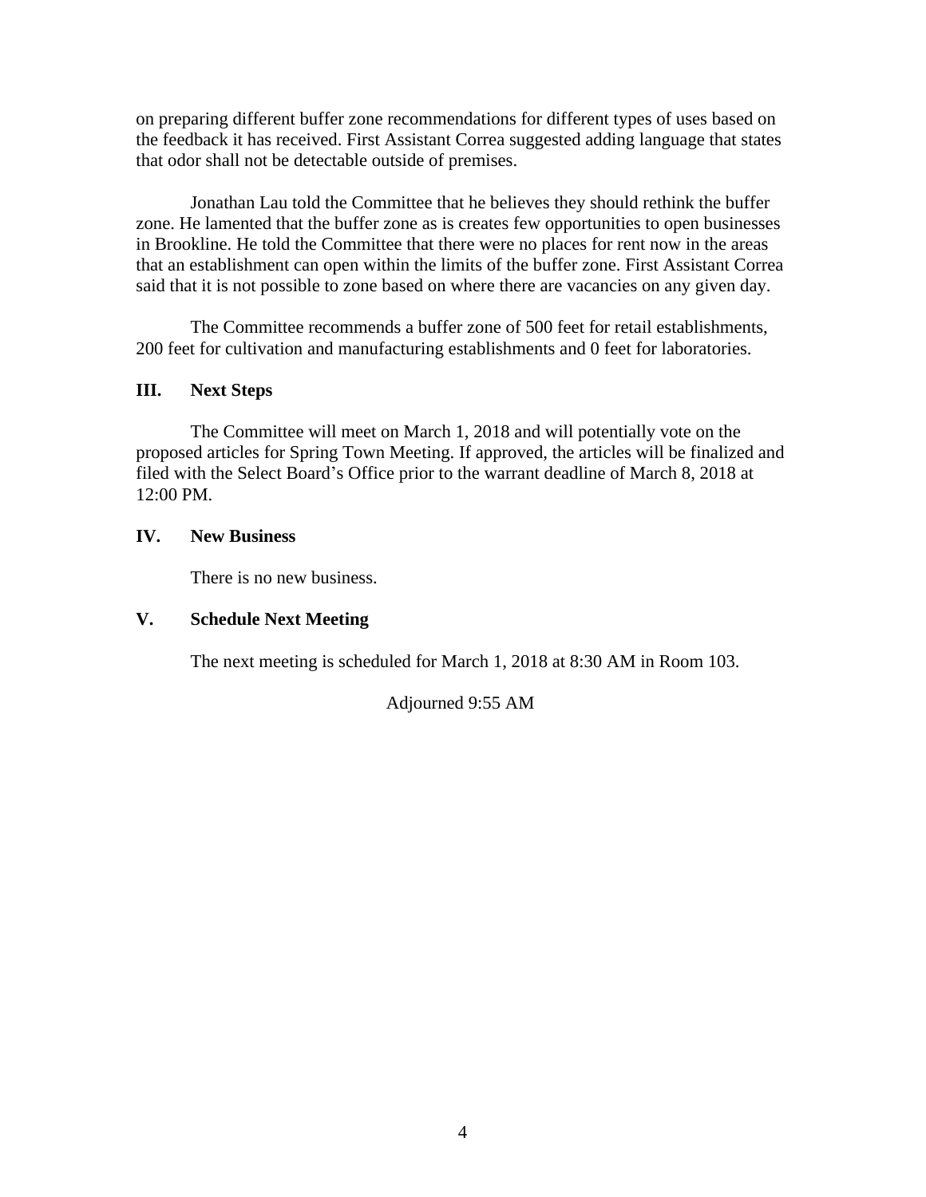on preparing different buffer zone recommendations for different types of uses based on the feedback it has received. First Assistant Correa suggested adding language that states that odor shall not be detectable outside of premises.

Jonathan Lau told the Committee that he believes they should rethink the buffer zone. He lamented that the buffer zone as is creates few opportunities to open businesses in Brookline. He told the Committee that there were no places for rent now in the areas that an establishment can open within the limits of the buffer zone. First Assistant Correa said that it is not possible to zone based on where there are vacancies on any given day.

The Committee recommends a buffer zone of 500 feet for retail establishments, 200 feet for cultivation and manufacturing establishments and 0 feet for laboratories.

## III. Next Steps

The Committee will meet on March 1, 2018 and will potentially vote on the proposed articles for Spring Town Meeting. If approved, the articles will be finalized and filed with the Select Board's Office prior to the warrant deadline of March 8, 2018 at 12:00 PM.

## IV. New Business

There is no new business.

## V. Schedule Next Meeting

The next meeting is scheduled for March 1, 2018 at 8:30 AM in Room 103.

Adjourned 9:55 AM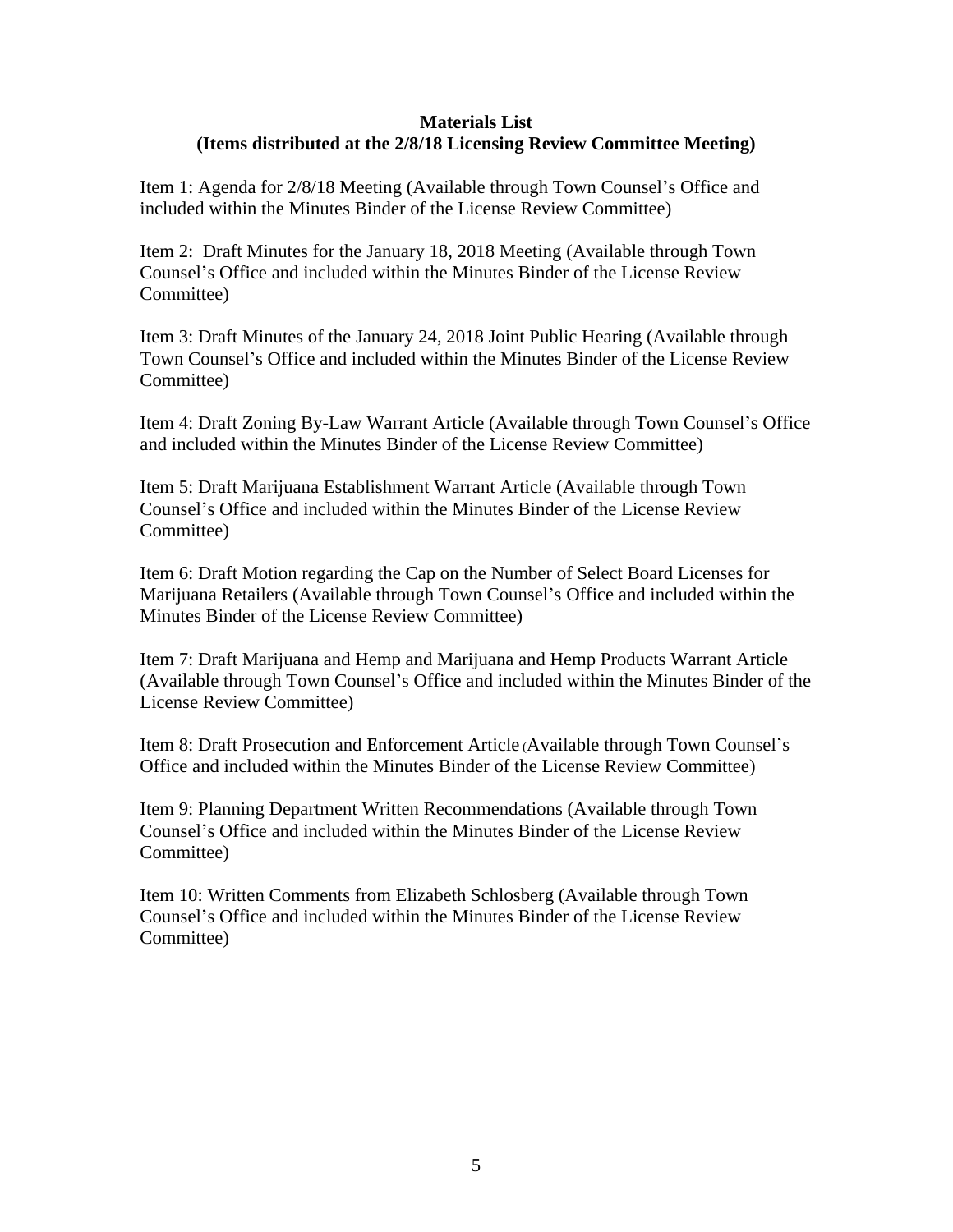**Materials List**
**(Items distributed at the 2/8/18 Licensing Review Committee Meeting)**

Item 1: Agenda for 2/8/18 Meeting (Available through Town Counsel's Office and included within the Minutes Binder of the License Review Committee)

Item 2: Draft Minutes for the January 18, 2018 Meeting (Available through Town Counsel's Office and included within the Minutes Binder of the License Review Committee)

Item 3: Draft Minutes of the January 24, 2018 Joint Public Hearing (Available through Town Counsel's Office and included within the Minutes Binder of the License Review Committee)

Item 4: Draft Zoning By-Law Warrant Article (Available through Town Counsel's Office and included within the Minutes Binder of the License Review Committee)

Item 5: Draft Marijuana Establishment Warrant Article (Available through Town Counsel's Office and included within the Minutes Binder of the License Review Committee)

Item 6: Draft Motion regarding the Cap on the Number of Select Board Licenses for Marijuana Retailers (Available through Town Counsel's Office and included within the Minutes Binder of the License Review Committee)

Item 7: Draft Marijuana and Hemp and Marijuana and Hemp Products Warrant Article (Available through Town Counsel's Office and included within the Minutes Binder of the License Review Committee)

Item 8: Draft Prosecution and Enforcement Article (Available through Town Counsel's Office and included within the Minutes Binder of the License Review Committee)

Item 9: Planning Department Written Recommendations (Available through Town Counsel's Office and included within the Minutes Binder of the License Review Committee)

Item 10: Written Comments from Elizabeth Schlosberg (Available through Town Counsel's Office and included within the Minutes Binder of the License Review Committee)